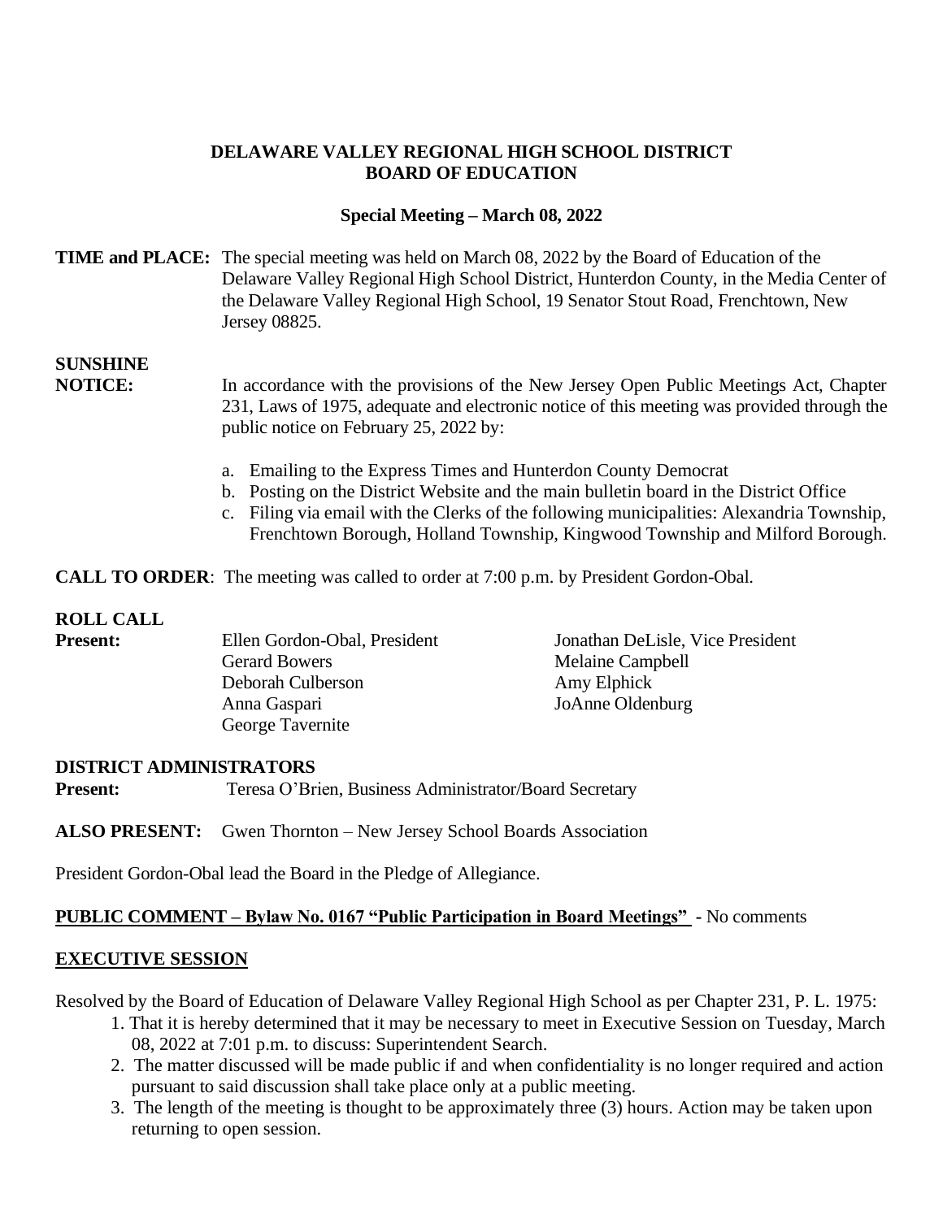# DELAWARE VALLEY REGIONAL HIGH SCHOOL DISTRICT
# BOARD OF EDUCATION

## Special Meeting – March 08, 2022

**TIME and PLACE:** The special meeting was held on March 08, 2022 by the Board of Education of the Delaware Valley Regional High School District, Hunterdon County, in the Media Center of the Delaware Valley Regional High School, 19 Senator Stout Road, Frenchtown, New Jersey 08825.

**SUNSHINE NOTICE:** In accordance with the provisions of the New Jersey Open Public Meetings Act, Chapter 231, Laws of 1975, adequate and electronic notice of this meeting was provided through the public notice on February 25, 2022 by:

a. Emailing to the Express Times and Hunterdon County Democrat
b. Posting on the District Website and the main bulletin board in the District Office
c. Filing via email with the Clerks of the following municipalities: Alexandria Township, Frenchtown Borough, Holland Township, Kingwood Township and Milford Borough.

**CALL TO ORDER**: The meeting was called to order at 7:00 p.m. by President Gordon-Obal.

**ROLL CALL**

**Present:**

Ellen Gordon-Obal, President
Jonathan DeLisle, Vice President
Gerard Bowers
Melaine Campbell
Deborah Culberson
Amy Elphick
Anna Gaspari
JoAnne Oldenburg
George Tavernite

**DISTRICT ADMINISTRATORS**

**Present:** Teresa O'Brien, Business Administrator/Board Secretary

**ALSO PRESENT:** Gwen Thornton – New Jersey School Boards Association

President Gordon-Obal lead the Board in the Pledge of Allegiance.

**PUBLIC COMMENT – Bylaw No. 0167 "Public Participation in Board Meetings"** - No comments

**EXECUTIVE SESSION**

Resolved by the Board of Education of Delaware Valley Regional High School as per Chapter 231, P. L. 1975:

1. That it is hereby determined that it may be necessary to meet in Executive Session on Tuesday, March 08, 2022 at 7:01 p.m. to discuss: Superintendent Search.
2. The matter discussed will be made public if and when confidentiality is no longer required and action pursuant to said discussion shall take place only at a public meeting.
3. The length of the meeting is thought to be approximately three (3) hours. Action may be taken upon returning to open session.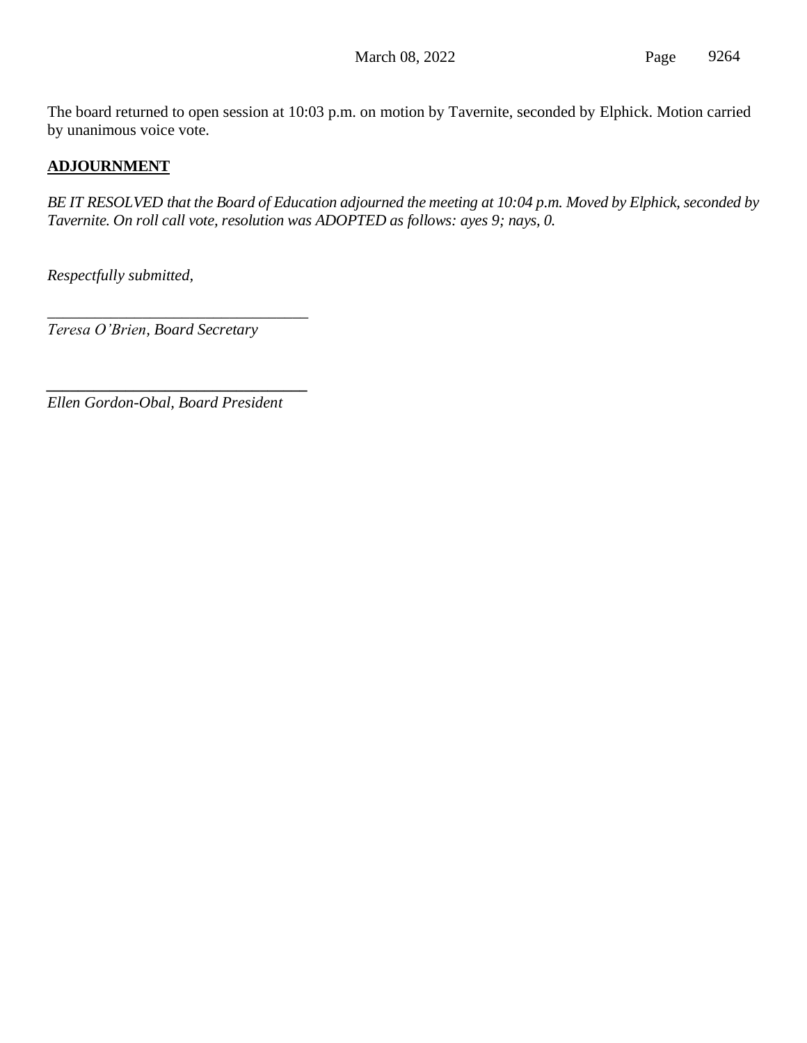The board returned to open session at 10:03 p.m. on motion by Tavernite, seconded by Elphick. Motion carried by unanimous voice vote.

## ADJOURNMENT

*BE IT RESOLVED that the Board of Education adjourned the meeting at 10:04 p.m. Moved by Elphick, seconded by Tavernite. On roll call vote, resolution was ADOPTED as follows: ayes 9; nays, 0.*

*Respectfully submitted,*

_________________________________

*Teresa O'Brien, Board Secretary*

_________________________________

*Ellen Gordon-Obal, Board President*